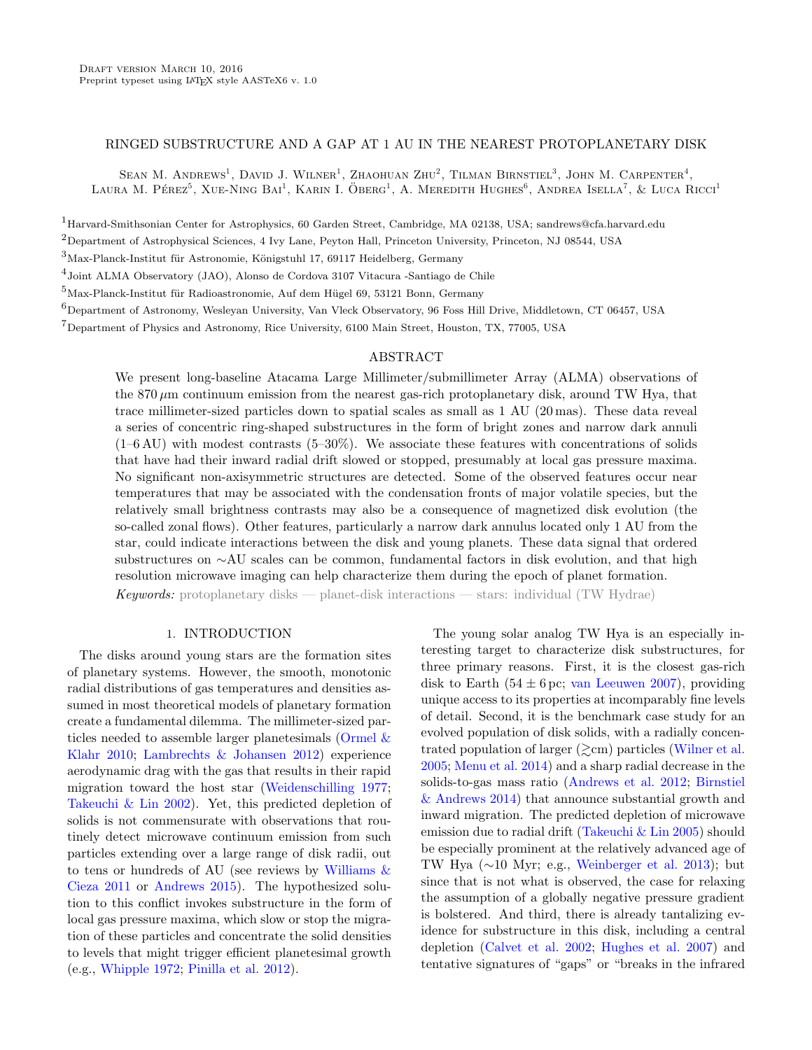Draft version March 10, 2016
Preprint typeset using LaTeX style AASTeX6 v. 1.0

# RINGED SUBSTRUCTURE AND A GAP AT 1 AU IN THE NEAREST PROTOPLANETARY DISK

Sean M. Andrews[1], David J. Wilner[1], Zhaohuan Zhu[2], Tilman Birnstiel[3], John M. Carpenter[4], Laura M. Pérez[5], Xue-Ning Bai[1], Karin I. Öberg[1], A. Meredith Hughes[6], Andrea Isella[7], & Luca Ricci[1]

[1]Harvard-Smithsonian Center for Astrophysics, 60 Garden Street, Cambridge, MA 02138, USA; sandrews@cfa.harvard.edu

[2]Department of Astrophysical Sciences, 4 Ivy Lane, Peyton Hall, Princeton University, Princeton, NJ 08544, USA

[3]Max-Planck-Institut für Astronomie, Königstuhl 17, 69117 Heidelberg, Germany

[4]Joint ALMA Observatory (JAO), Alonso de Cordova 3107 Vitacura -Santiago de Chile

[5]Max-Planck-Institut für Radioastronomie, Auf dem Hügel 69, 53121 Bonn, Germany

[6]Department of Astronomy, Wesleyan University, Van Vleck Observatory, 96 Foss Hill Drive, Middletown, CT 06457, USA

[7]Department of Physics and Astronomy, Rice University, 6100 Main Street, Houston, TX, 77005, USA

## ABSTRACT

We present long-baseline Atacama Large Millimeter/submillimeter Array (ALMA) observations of the 870 $\mu$m continuum emission from the nearest gas-rich protoplanetary disk, around TW Hya, that trace millimeter-sized particles down to spatial scales as small as 1 AU (20 mas). These data reveal a series of concentric ring-shaped substructures in the form of bright zones and narrow dark annuli (1–6 AU) with modest contrasts (5–30%). We associate these features with concentrations of solids that have had their inward radial drift slowed or stopped, presumably at local gas pressure maxima. No significant non-axisymmetric structures are detected. Some of the observed features occur near temperatures that may be associated with the condensation fronts of major volatile species, but the relatively small brightness contrasts may also be a consequence of magnetized disk evolution (the so-called zonal flows). Other features, particularly a narrow dark annulus located only 1 AU from the star, could indicate interactions between the disk and young planets. These data signal that ordered substructures on ~AU scales can be common, fundamental factors in disk evolution, and that high resolution microwave imaging can help characterize them during the epoch of planet formation.

*Keywords:* protoplanetary disks — planet-disk interactions — stars: individual (TW Hydrae)

## 1. INTRODUCTION

The disks around young stars are the formation sites of planetary systems. However, the smooth, monotonic radial distributions of gas temperatures and densities assumed in most theoretical models of planetary formation create a fundamental dilemma. The millimeter-sized particles needed to assemble larger planetesimals (Ormel & Klahr 2010; Lambrechts & Johansen 2012) experience aerodynamic drag with the gas that results in their rapid migration toward the host star (Weidenschilling 1977; Takeuchi & Lin 2002). Yet, this predicted depletion of solids is not commensurate with observations that routinely detect microwave continuum emission from such particles extending over a large range of disk radii, out to tens or hundreds of AU (see reviews by Williams & Cieza 2011 or Andrews 2015). The hypothesized solution to this conflict invokes substructure in the form of local gas pressure maxima, which slow or stop the migration of these particles and concentrate the solid densities to levels that might trigger efficient planetesimal growth (e.g., Whipple 1972; Pinilla et al. 2012).

The young solar analog TW Hya is an especially interesting target to characterize disk substructures, for three primary reasons. First, it is the closest gas-rich disk to Earth ($54 \pm 6$ pc; van Leeuwen 2007), providing unique access to its properties at incomparably fine levels of detail. Second, it is the benchmark case study for an evolved population of disk solids, with a radially concentrated population of larger ($\gtrsim$cm) particles (Wilner et al. 2005; Menu et al. 2014) and a sharp radial decrease in the solids-to-gas mass ratio (Andrews et al. 2012; Birnstiel & Andrews 2014) that announce substantial growth and inward migration. The predicted depletion of microwave emission due to radial drift (Takeuchi & Lin 2005) should be especially prominent at the relatively advanced age of TW Hya (~10 Myr; e.g., Weinberger et al. 2013); but since that is not what is observed, the case for relaxing the assumption of a globally negative pressure gradient is bolstered. And third, there is already tantalizing evidence for substructure in this disk, including a central depletion (Calvet et al. 2002; Hughes et al. 2007) and tentative signatures of "gaps" or "breaks in the infrared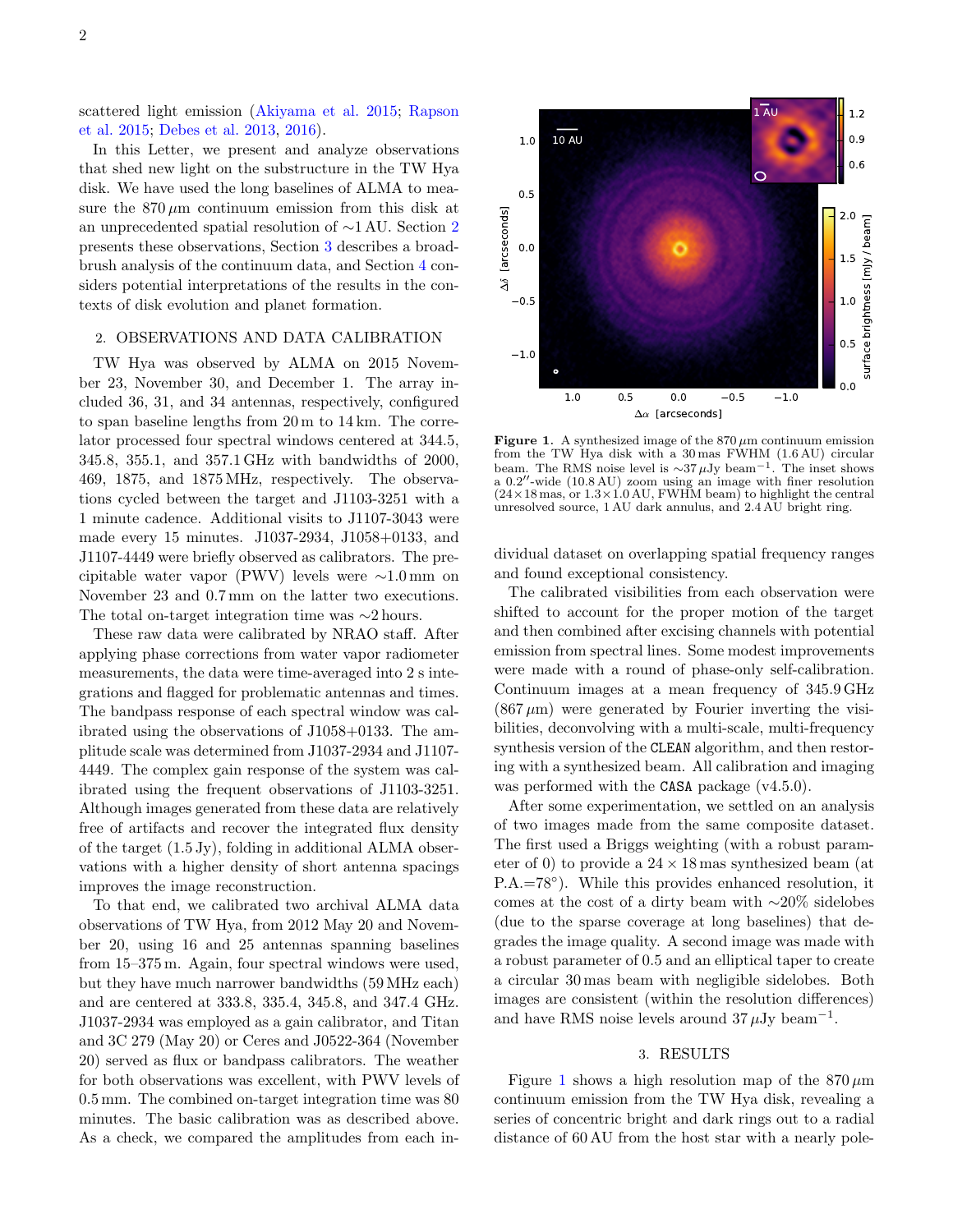scattered light emission (Akiyama et al. 2015; Rapson et al. 2015; Debes et al. 2013, 2016).

In this Letter, we present and analyze observations that shed new light on the substructure in the TW Hya disk. We have used the long baselines of ALMA to measure the 870 $\mu$m continuum emission from this disk at an unprecedented spatial resolution of $\sim$1 AU. Section 2 presents these observations, Section 3 describes a broad-brush analysis of the continuum data, and Section 4 considers potential interpretations of the results in the contexts of disk evolution and planet formation.

## 2. OBSERVATIONS AND DATA CALIBRATION

TW Hya was observed by ALMA on 2015 November 23, November 30, and December 1. The array included 36, 31, and 34 antennas, respectively, configured to span baseline lengths from 20 m to 14 km. The correlator processed four spectral windows centered at 344.5, 345.8, 355.1, and 357.1 GHz with bandwidths of 2000, 469, 1875, and 1875 MHz, respectively. The observations cycled between the target and J1103-3251 with a 1 minute cadence. Additional visits to J1107-3043 were made every 15 minutes. J1037-2934, J1058+0133, and J1107-4449 were briefly observed as calibrators. The precipitable water vapor (PWV) levels were $\sim$1.0 mm on November 23 and 0.7 mm on the latter two executions. The total on-target integration time was $\sim$2 hours.

These raw data were calibrated by NRAO staff. After applying phase corrections from water vapor radiometer measurements, the data were time-averaged into 2 s integrations and flagged for problematic antennas and times. The bandpass response of each spectral window was calibrated using the observations of J1058+0133. The amplitude scale was determined from J1037-2934 and J1107-4449. The complex gain response of the system was calibrated using the frequent observations of J1103-3251. Although images generated from these data are relatively free of artifacts and recover the integrated flux density of the target (1.5 Jy), folding in additional ALMA observations with a higher density of short antenna spacings improves the image reconstruction.

To that end, we calibrated two archival ALMA data observations of TW Hya, from 2012 May 20 and November 20, using 16 and 25 antennas spanning baselines from 15–375 m. Again, four spectral windows were used, but they have much narrower bandwidths (59 MHz each) and are centered at 333.8, 335.4, 345.8, and 347.4 GHz. J1037-2934 was employed as a gain calibrator, and Titan and 3C 279 (May 20) or Ceres and J0522-364 (November 20) served as flux or bandpass calibrators. The weather for both observations was excellent, with PWV levels of 0.5 mm. The combined on-target integration time was 80 minutes. The basic calibration was as described above. As a check, we compared the amplitudes from each individual dataset on overlapping spatial frequency ranges and found exceptional consistency.

**Figure 1.** A synthesized image of the 870 $\mu$m continuum emission from the TW Hya disk with a 30 mas FWHM (1.6 AU) circular beam. The RMS noise level is $\sim$37 $\mu$Jy beam$^{-1}$. The inset shows a 0.2″-wide (10.8 AU) zoom using an image with finer resolution (24×18 mas, or 1.3×1.0 AU, FWHM beam) to highlight the central unresolved source, 1 AU dark annulus, and 2.4 AU bright ring.

The calibrated visibilities from each observation were shifted to account for the proper motion of the target and then combined after excising channels with potential emission from spectral lines. Some modest improvements were made with a round of phase-only self-calibration. Continuum images at a mean frequency of 345.9 GHz (867 $\mu$m) were generated by Fourier inverting the visibilities, deconvolving with a multi-scale, multi-frequency synthesis version of the `CLEAN` algorithm, and then restoring with a synthesized beam. All calibration and imaging was performed with the `CASA` package (v4.5.0).

After some experimentation, we settled on an analysis of two images made from the same composite dataset. The first used a Briggs weighting (with a robust parameter of 0) to provide a $24 \times 18$ mas synthesized beam (at P.A.=78°). While this provides enhanced resolution, it comes at the cost of a dirty beam with $\sim$20% sidelobes (due to the sparse coverage at long baselines) that degrades the image quality. A second image was made with a robust parameter of 0.5 and an elliptical taper to create a circular 30 mas beam with negligible sidelobes. Both images are consistent (within the resolution differences) and have RMS noise levels around 37 $\mu$Jy beam$^{-1}$.

## 3. RESULTS

Figure 1 shows a high resolution map of the 870 $\mu$m continuum emission from the TW Hya disk, revealing a series of concentric bright and dark rings out to a radial distance of 60 AU from the host star with a nearly pole-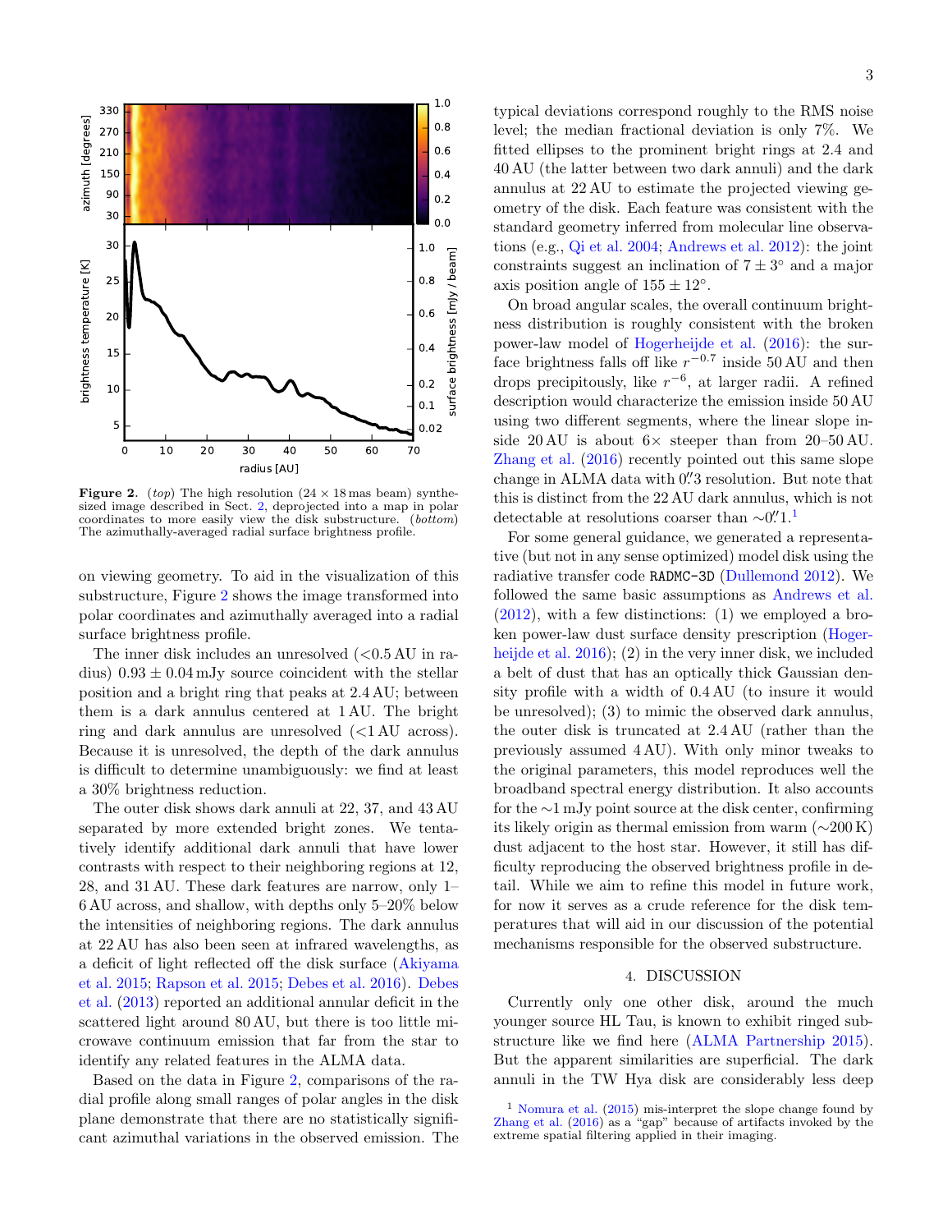**Figure 2.** (*top*) The high resolution (24 × 18 mas beam) synthesized image described in Sect. 2, deprojected into a map in polar coordinates to more easily view the disk substructure. (*bottom*) The azimuthally-averaged radial surface brightness profile.

on viewing geometry. To aid in the visualization of this substructure, Figure 2 shows the image transformed into polar coordinates and azimuthally averaged into a radial surface brightness profile.

The inner disk includes an unresolved (<0.5 AU in radius) 0.93 ± 0.04 mJy source coincident with the stellar position and a bright ring that peaks at 2.4 AU; between them is a dark annulus centered at 1 AU. The bright ring and dark annulus are unresolved (<1 AU across). Because it is unresolved, the depth of the dark annulus is difficult to determine unambiguously: we find at least a 30% brightness reduction.

The outer disk shows dark annuli at 22, 37, and 43 AU separated by more extended bright zones. We tentatively identify additional dark annuli that have lower contrasts with respect to their neighboring regions at 12, 28, and 31 AU. These dark features are narrow, only 1–6 AU across, and shallow, with depths only 5–20% below the intensities of neighboring regions. The dark annulus at 22 AU has also been seen at infrared wavelengths, as a deficit of light reflected off the disk surface (Akiyama et al. 2015; Rapson et al. 2015; Debes et al. 2016). Debes et al. (2013) reported an additional annular deficit in the scattered light around 80 AU, but there is too little microwave continuum emission that far from the star to identify any related features in the ALMA data.

Based on the data in Figure 2, comparisons of the radial profile along small ranges of polar angles in the disk plane demonstrate that there are no statistically significant azimuthal variations in the observed emission. The typical deviations correspond roughly to the RMS noise level; the median fractional deviation is only 7%. We fitted ellipses to the prominent bright rings at 2.4 and 40 AU (the latter between two dark annuli) and the dark annulus at 22 AU to estimate the projected viewing geometry of the disk. Each feature was consistent with the standard geometry inferred from molecular line observations (e.g., Qi et al. 2004; Andrews et al. 2012): the joint constraints suggest an inclination of 7 ± 3° and a major axis position angle of 155 ± 12°.

On broad angular scales, the overall continuum brightness distribution is roughly consistent with the broken power-law model of Hogerheijde et al. (2016): the surface brightness falls off like $r^{-0.7}$ inside 50 AU and then drops precipitously, like $r^{-6}$, at larger radii. A refined description would characterize the emission inside 50 AU using two different segments, where the linear slope inside 20 AU is about 6× steeper than from 20–50 AU. Zhang et al. (2016) recently pointed out this same slope change in ALMA data with 0.″3 resolution. But note that this is distinct from the 22 AU dark annulus, which is not detectable at resolutions coarser than ∼0.″1.[1]

For some general guidance, we generated a representative (but not in any sense optimized) model disk using the radiative transfer code `RADMC-3D` (Dullemond 2012). We followed the same basic assumptions as Andrews et al. (2012), with a few distinctions: (1) we employed a broken power-law dust surface density prescription (Hogerheijde et al. 2016); (2) in the very inner disk, we included a belt of dust that has an optically thick Gaussian density profile with a width of 0.4 AU (to insure it would be unresolved); (3) to mimic the observed dark annulus, the outer disk is truncated at 2.4 AU (rather than the previously assumed 4 AU). With only minor tweaks to the original parameters, this model reproduces well the broadband spectral energy distribution. It also accounts for the ∼1 mJy point source at the disk center, confirming its likely origin as thermal emission from warm (∼200 K) dust adjacent to the host star. However, it still has difficulty reproducing the observed brightness profile in detail. While we aim to refine this model in future work, for now it serves as a crude reference for the disk temperatures that will aid in our discussion of the potential mechanisms responsible for the observed substructure.

## 4. DISCUSSION

Currently only one other disk, around the much younger source HL Tau, is known to exhibit ringed substructure like we find here (ALMA Partnership 2015). But the apparent similarities are superficial. The dark annuli in the TW Hya disk are considerably less deep

[1] Nomura et al. (2015) mis-interpret the slope change found by Zhang et al. (2016) as a "gap" because of artifacts invoked by the extreme spatial filtering applied in their imaging.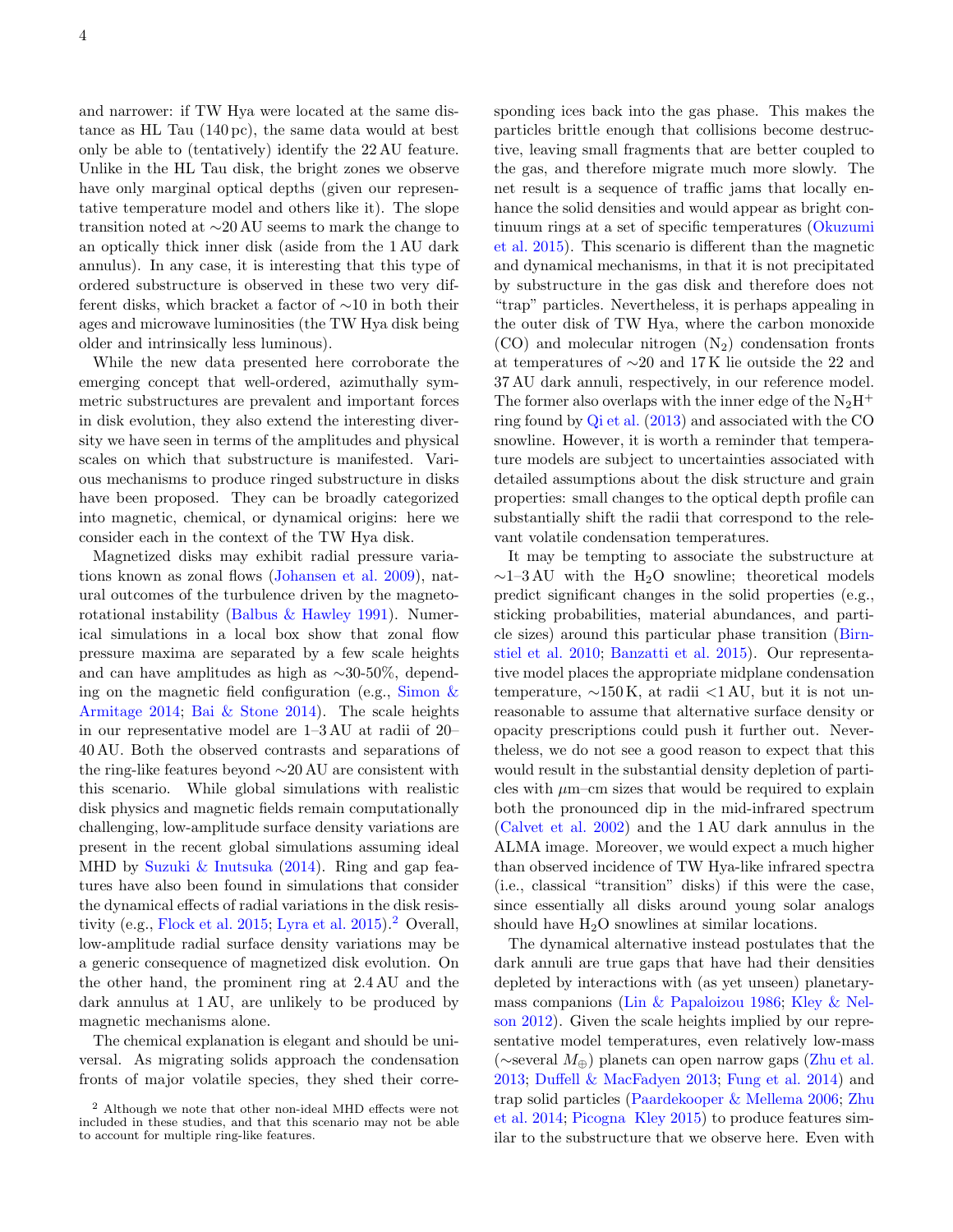and narrower: if TW Hya were located at the same distance as HL Tau (140 pc), the same data would at best only be able to (tentatively) identify the 22 AU feature. Unlike in the HL Tau disk, the bright zones we observe have only marginal optical depths (given our representative temperature model and others like it). The slope transition noted at ∼20 AU seems to mark the change to an optically thick inner disk (aside from the 1 AU dark annulus). In any case, it is interesting that this type of ordered substructure is observed in these two very different disks, which bracket a factor of ∼10 in both their ages and microwave luminosities (the TW Hya disk being older and intrinsically less luminous).

While the new data presented here corroborate the emerging concept that well-ordered, azimuthally symmetric substructures are prevalent and important forces in disk evolution, they also extend the interesting diversity we have seen in terms of the amplitudes and physical scales on which that substructure is manifested. Various mechanisms to produce ringed substructure in disks have been proposed. They can be broadly categorized into magnetic, chemical, or dynamical origins: here we consider each in the context of the TW Hya disk.

Magnetized disks may exhibit radial pressure variations known as zonal flows (Johansen et al. 2009), natural outcomes of the turbulence driven by the magnetorotational instability (Balbus & Hawley 1991). Numerical simulations in a local box show that zonal flow pressure maxima are separated by a few scale heights and can have amplitudes as high as ∼30-50%, depending on the magnetic field configuration (e.g., Simon & Armitage 2014; Bai & Stone 2014). The scale heights in our representative model are 1–3 AU at radii of 20–40 AU. Both the observed contrasts and separations of the ring-like features beyond ∼20 AU are consistent with this scenario. While global simulations with realistic disk physics and magnetic fields remain computationally challenging, low-amplitude surface density variations are present in the recent global simulations assuming ideal MHD by Suzuki & Inutsuka (2014). Ring and gap features have also been found in simulations that consider the dynamical effects of radial variations in the disk resistivity (e.g., Flock et al. 2015; Lyra et al. 2015).[2] Overall, low-amplitude radial surface density variations may be a generic consequence of magnetized disk evolution. On the other hand, the prominent ring at 2.4 AU and the dark annulus at 1 AU, are unlikely to be produced by magnetic mechanisms alone.

The chemical explanation is elegant and should be universal. As migrating solids approach the condensation fronts of major volatile species, they shed their corresponding ices back into the gas phase. This makes the particles brittle enough that collisions become destructive, leaving small fragments that are better coupled to the gas, and therefore migrate much more slowly. The net result is a sequence of traffic jams that locally enhance the solid densities and would appear as bright continuum rings at a set of specific temperatures (Okuzumi et al. 2015). This scenario is different than the magnetic and dynamical mechanisms, in that it is not precipitated by substructure in the gas disk and therefore does not "trap" particles. Nevertheless, it is perhaps appealing in the outer disk of TW Hya, where the carbon monoxide (CO) and molecular nitrogen ($N_2$) condensation fronts at temperatures of ∼20 and 17 K lie outside the 22 and 37 AU dark annuli, respectively, in our reference model. The former also overlaps with the inner edge of the $N_2H^+$ ring found by Qi et al. (2013) and associated with the CO snowline. However, it is worth a reminder that temperature models are subject to uncertainties associated with detailed assumptions about the disk structure and grain properties: small changes to the optical depth profile can substantially shift the radii that correspond to the relevant volatile condensation temperatures.

It may be tempting to associate the substructure at ∼1–3 AU with the $H_2O$ snowline; theoretical models predict significant changes in the solid properties (e.g., sticking probabilities, material abundances, and particle sizes) around this particular phase transition (Birnstiel et al. 2010; Banzatti et al. 2015). Our representative model places the appropriate midplane condensation temperature, ∼150 K, at radii <1 AU, but it is not unreasonable to assume that alternative surface density or opacity prescriptions could push it further out. Nevertheless, we do not see a good reason to expect that this would result in the substantial density depletion of particles with $\mu$m–cm sizes that would be required to explain both the pronounced dip in the mid-infrared spectrum (Calvet et al. 2002) and the 1 AU dark annulus in the ALMA image. Moreover, we would expect a much higher than observed incidence of TW Hya-like infrared spectra (i.e., classical "transition" disks) if this were the case, since essentially all disks around young solar analogs should have $H_2O$ snowlines at similar locations.

The dynamical alternative instead postulates that the dark annuli are true gaps that have had their densities depleted by interactions with (as yet unseen) planetary-mass companions (Lin & Papaloizou 1986; Kley & Nelson 2012). Given the scale heights implied by our representative model temperatures, even relatively low-mass (∼several $M_\oplus$) planets can open narrow gaps (Zhu et al. 2013; Duffell & MacFadyen 2013; Fung et al. 2014) and trap solid particles (Paardekooper & Mellema 2006; Zhu et al. 2014; Picogna Kley 2015) to produce features similar to the substructure that we observe here. Even with

[2] Although we note that other non-ideal MHD effects were not included in these studies, and that this scenario may not be able to account for multiple ring-like features.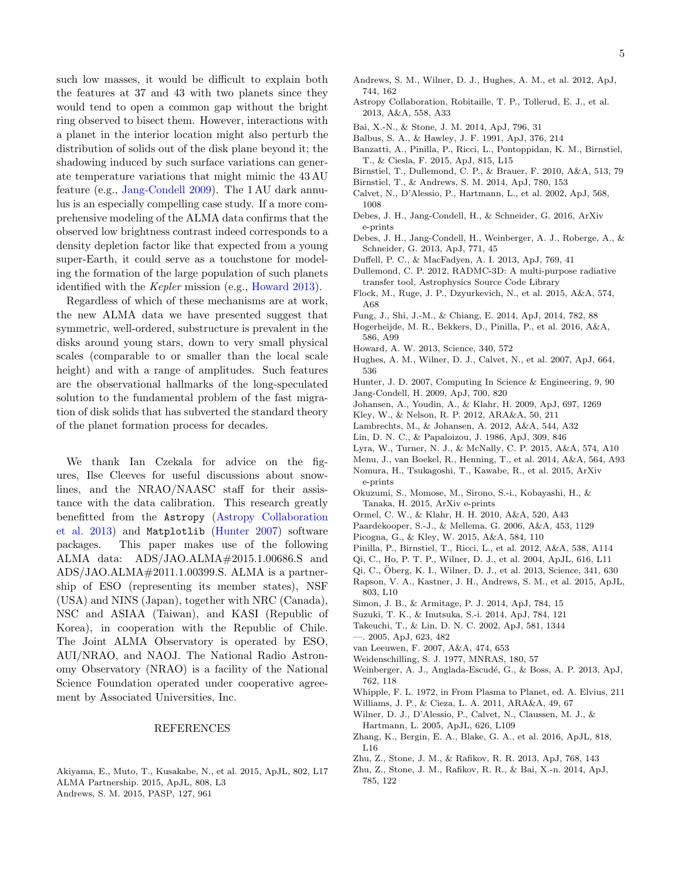such low masses, it would be difficult to explain both the features at 37 and 43 with two planets since they would tend to open a common gap without the bright ring observed to bisect them. However, interactions with a planet in the interior location might also perturb the distribution of solids out of the disk plane beyond it; the shadowing induced by such surface variations can generate temperature variations that might mimic the 43 AU feature (e.g., Jang-Condell 2009). The 1 AU dark annulus is an especially compelling case study. If a more comprehensive modeling of the ALMA data confirms that the observed low brightness contrast indeed corresponds to a density depletion factor like that expected from a young super-Earth, it could serve as a touchstone for modeling the formation of the large population of such planets identified with the *Kepler* mission (e.g., Howard 2013).

Regardless of which of these mechanisms are at work, the new ALMA data we have presented suggest that symmetric, well-ordered, substructure is prevalent in the disks around young stars, down to very small physical scales (comparable to or smaller than the local scale height) and with a range of amplitudes. Such features are the observational hallmarks of the long-speculated solution to the fundamental problem of the fast migration of disk solids that has subverted the standard theory of the planet formation process for decades.

We thank Ian Czekala for advice on the figures, Ilse Cleeves for useful discussions about snowlines, and the NRAO/NAASC staff for their assistance with the data calibration. This research greatly benefitted from the `Astropy` (Astropy Collaboration et al. 2013) and `Matplotlib` (Hunter 2007) software packages. This paper makes use of the following ALMA data: ADS/JAO.ALMA#2015.1.00686.S and ADS/JAO.ALMA#2011.1.00399.S. ALMA is a partnership of ESO (representing its member states), NSF (USA) and NINS (Japan), together with NRC (Canada), NSC and ASIAA (Taiwan), and KASI (Republic of Korea), in cooperation with the Republic of Chile. The Joint ALMA Observatory is operated by ESO, AUI/NRAO, and NAOJ. The National Radio Astronomy Observatory (NRAO) is a facility of the National Science Foundation operated under cooperative agreement by Associated Universities, Inc.

## REFERENCES

Akiyama, E., Muto, T., Kusakabe, N., et al. 2015, ApJL, 802, L17
ALMA Partnership. 2015, ApJL, 808, L3
Andrews, S. M. 2015, PASP, 127, 961
Andrews, S. M., Wilner, D. J., Hughes, A. M., et al. 2012, ApJ, 744, 162
Astropy Collaboration, Robitaille, T. P., Tollerud, E. J., et al. 2013, A&A, 558, A33
Bai, X.-N., & Stone, J. M. 2014, ApJ, 796, 31
Balbus, S. A., & Hawley, J. F. 1991, ApJ, 376, 214
Banzatti, A., Pinilla, P., Ricci, L., Pontoppidan, K. M., Birnstiel, T., & Ciesla, F. 2015, ApJ, 815, L15
Birnstiel, T., Dullemond, C. P., & Brauer, F. 2010, A&A, 513, 79
Birnstiel, T., & Andrews, S. M. 2014, ApJ, 780, 153
Calvet, N., D'Alessio, P., Hartmann, L., et al. 2002, ApJ, 568, 1008
Debes, J. H., Jang-Condell, H., & Schneider, G. 2016, ArXiv e-prints
Debes, J. H., Jang-Condell, H., Weinberger, A. J., Roberge, A., & Schneider, G. 2013, ApJ, 771, 45
Duffell, P. C., & MacFadyen, A. I. 2013, ApJ, 769, 41
Dullemond, C. P. 2012, RADMC-3D: A multi-purpose radiative transfer tool, Astrophysics Source Code Library
Flock, M., Ruge, J. P., Dzyurkevich, N., et al. 2015, A&A, 574, A68
Fung, J., Shi, J.-M., & Chiang, E. 2014, ApJ, 2014, 782, 88
Hogerheijde, M. R., Bekkers, D., Pinilla, P., et al. 2016, A&A, 586, A99
Howard, A. W. 2013, Science, 340, 572
Hughes, A. M., Wilner, D. J., Calvet, N., et al. 2007, ApJ, 664, 536
Hunter, J. D. 2007, Computing In Science & Engineering, 9, 90
Jang-Condell, H. 2009, ApJ, 700, 820
Johansen, A., Youdin, A., & Klahr, H. 2009, ApJ, 697, 1269
Kley, W., & Nelson, R. P. 2012, ARA&A, 50, 211
Lambrechts, M., & Johansen, A. 2012, A&A, 544, A32
Lin, D. N. C., & Papaloizou, J. 1986, ApJ, 309, 846
Lyra, W., Turner, N. J., & McNally, C. P. 2015, A&A, 574, A10
Menu, J., van Boekel, R., Henning, T., et al. 2014, A&A, 564, A93
Nomura, H., Tsukagoshi, T., Kawabe, R., et al. 2015, ArXiv e-prints
Okuzumi, S., Momose, M., Sirono, S.-i., Kobayashi, H., & Tanaka, H. 2015, ArXiv e-prints
Ormel, C. W., & Klahr, H. H. 2010, A&A, 520, A43
Paardekooper, S.-J., & Mellema, G. 2006, A&A, 453, 1129
Picogna, G., & Kley, W. 2015, A&A, 584, 110
Pinilla, P., Birnstiel, T., Ricci, L., et al. 2012, A&A, 538, A114
Qi, C., Ho, P. T. P., Wilner, D. J., et al. 2004, ApJL, 616, L11
Qi, C., Öberg, K. I., Wilner, D. J., et al. 2013, Science, 341, 630
Rapson, V. A., Kastner, J. H., Andrews, S. M., et al. 2015, ApJL, 803, L10
Simon, J. B., & Armitage, P. J. 2014, ApJ, 784, 15
Suzuki, T. K., & Inutsuka, S.-i. 2014, ApJ, 784, 121
Takeuchi, T., & Lin, D. N. C. 2002, ApJ, 581, 1344
—. 2005, ApJ, 623, 482
van Leeuwen, F. 2007, A&A, 474, 653
Weidenschilling, S. J. 1977, MNRAS, 180, 57
Weinberger, A. J., Anglada-Escudé, G., & Boss, A. P. 2013, ApJ, 762, 118
Whipple, F. L. 1972, in From Plasma to Planet, ed. A. Elvius, 211
Williams, J. P., & Cieza, L. A. 2011, ARA&A, 49, 67
Wilner, D. J., D'Alessio, P., Calvet, N., Claussen, M. J., & Hartmann, L. 2005, ApJL, 626, L109
Zhang, K., Bergin, E. A., Blake, G. A., et al. 2016, ApJL, 818, L16
Zhu, Z., Stone, J. M., & Rafikov, R. R. 2013, ApJ, 768, 143
Zhu, Z., Stone, J. M., Rafikov, R. R., & Bai, X.-n. 2014, ApJ, 785, 122